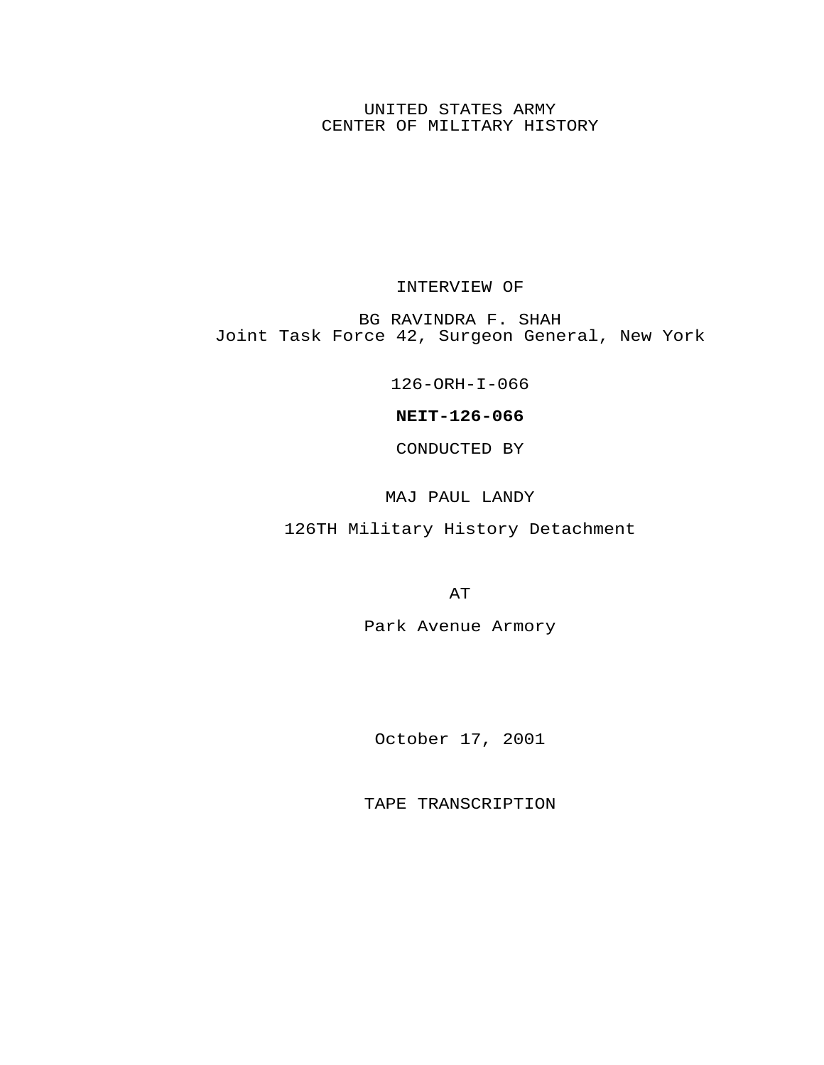UNITED STATES ARMY
CENTER OF MILITARY HISTORY

INTERVIEW OF

BG RAVINDRA F. SHAH
Joint Task Force 42, Surgeon General, New York

126-ORH-I-066

**NEIT-126-066**

CONDUCTED BY

MAJ PAUL LANDY

126TH Military History Detachment

AT

Park Avenue Armory

October 17, 2001

TAPE TRANSCRIPTION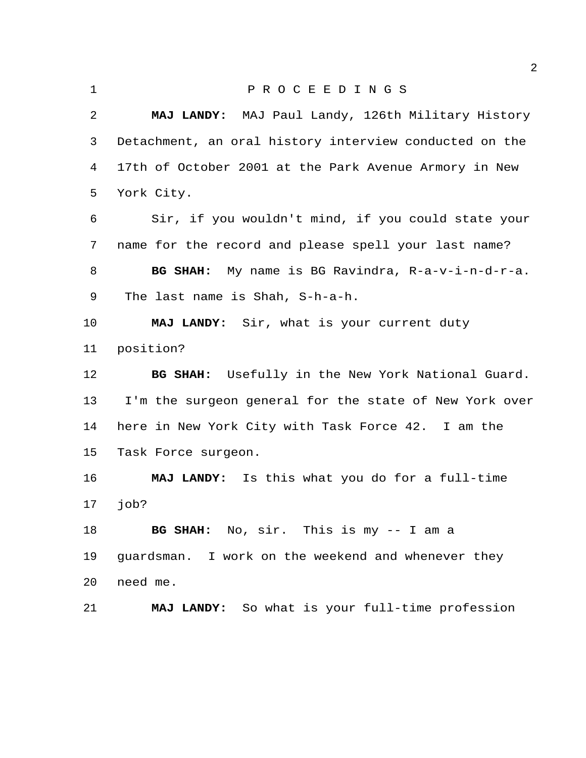P R O C E E D I N G S

**MAJ LANDY:** MAJ Paul Landy, 126th Military History Detachment, an oral history interview conducted on the 17th of October 2001 at the Park Avenue Armory in New York City.

Sir, if you wouldn't mind, if you could state your name for the record and please spell your last name?

**BG SHAH:** My name is BG Ravindra, R-a-v-i-n-d-r-a. The last name is Shah, S-h-a-h.

**MAJ LANDY:** Sir, what is your current duty position?

**BG SHAH:** Usefully in the New York National Guard. I'm the surgeon general for the state of New York over here in New York City with Task Force 42. I am the Task Force surgeon.

**MAJ LANDY:** Is this what you do for a full-time job?

**BG SHAH:** No, sir. This is my -- I am a guardsman. I work on the weekend and whenever they need me.

**MAJ LANDY:** So what is your full-time profession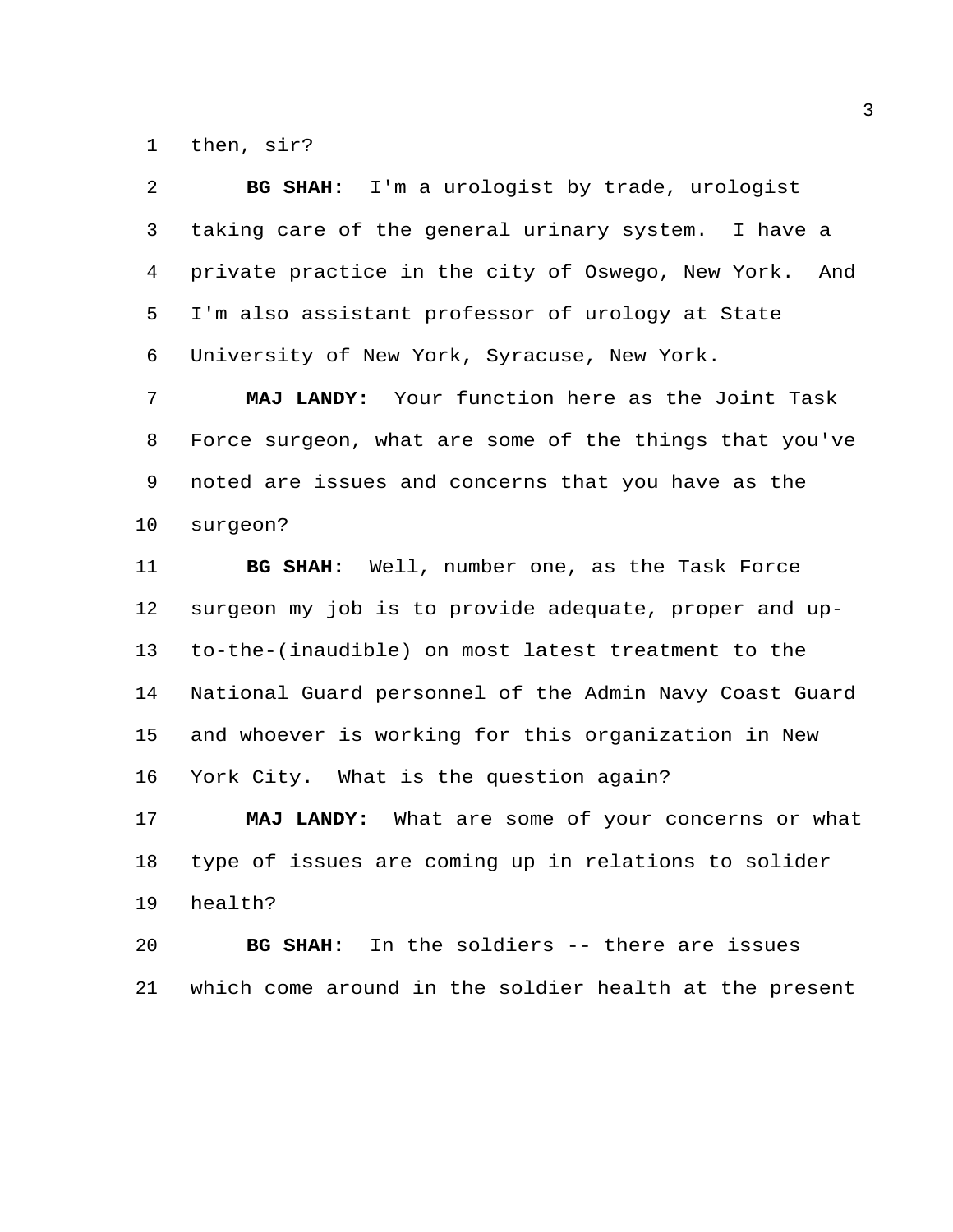then, sir?

**BG SHAH:** I'm a urologist by trade, urologist taking care of the general urinary system. I have a private practice in the city of Oswego, New York. And I'm also assistant professor of urology at State University of New York, Syracuse, New York.

**MAJ LANDY:** Your function here as the Joint Task Force surgeon, what are some of the things that you've noted are issues and concerns that you have as the surgeon?

**BG SHAH:** Well, number one, as the Task Force surgeon my job is to provide adequate, proper and up-to-the-(inaudible) on most latest treatment to the National Guard personnel of the Admin Navy Coast Guard and whoever is working for this organization in New York City. What is the question again?

**MAJ LANDY:** What are some of your concerns or what type of issues are coming up in relations to solider health?

**BG SHAH:** In the soldiers -- there are issues which come around in the soldier health at the present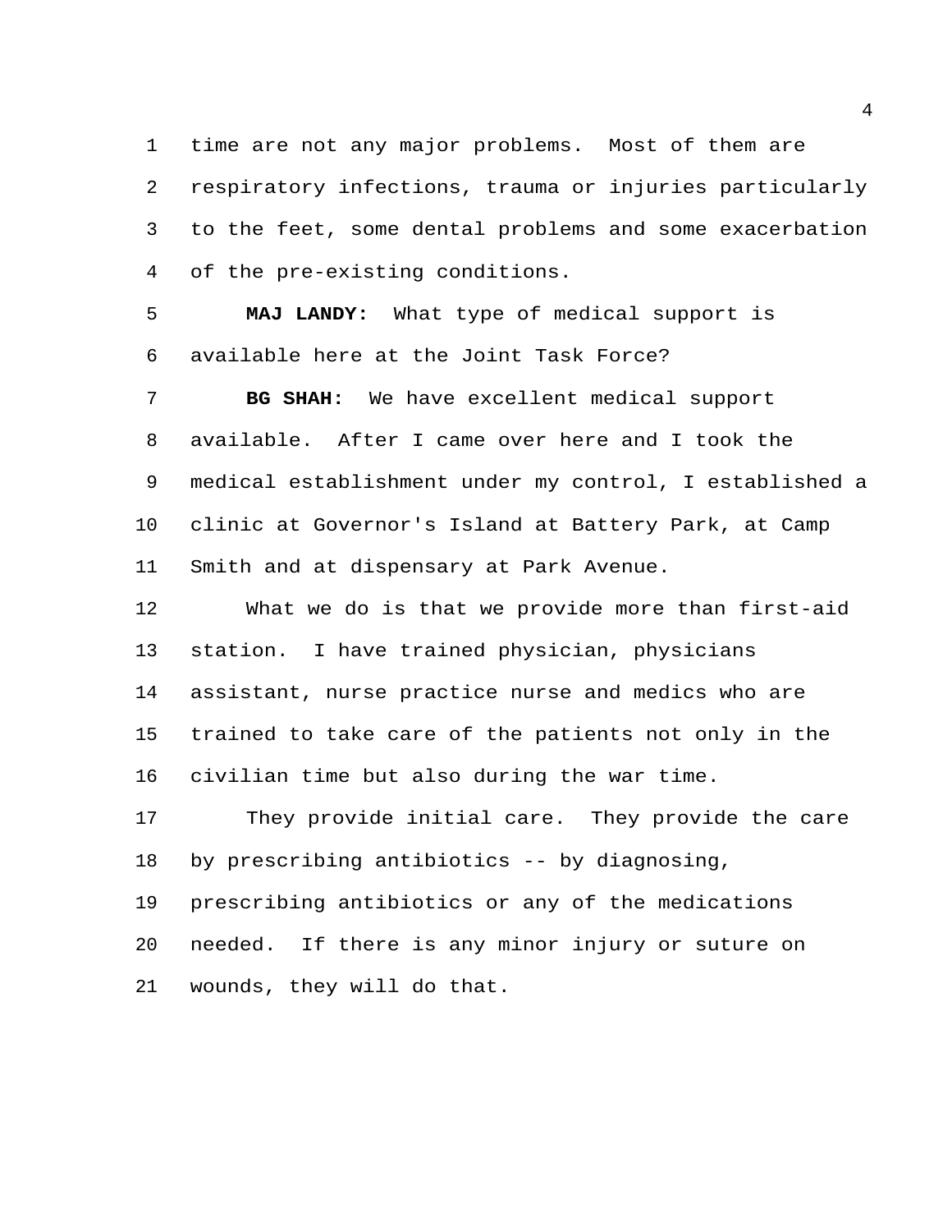time are not any major problems. Most of them are respiratory infections, trauma or injuries particularly to the feet, some dental problems and some exacerbation of the pre-existing conditions.

**MAJ LANDY:** What type of medical support is available here at the Joint Task Force?

**BG SHAH:** We have excellent medical support available. After I came over here and I took the medical establishment under my control, I established a clinic at Governor's Island at Battery Park, at Camp Smith and at dispensary at Park Avenue.

What we do is that we provide more than first-aid station. I have trained physician, physicians assistant, nurse practice nurse and medics who are trained to take care of the patients not only in the civilian time but also during the war time.

They provide initial care. They provide the care by prescribing antibiotics -- by diagnosing, prescribing antibiotics or any of the medications needed. If there is any minor injury or suture on wounds, they will do that.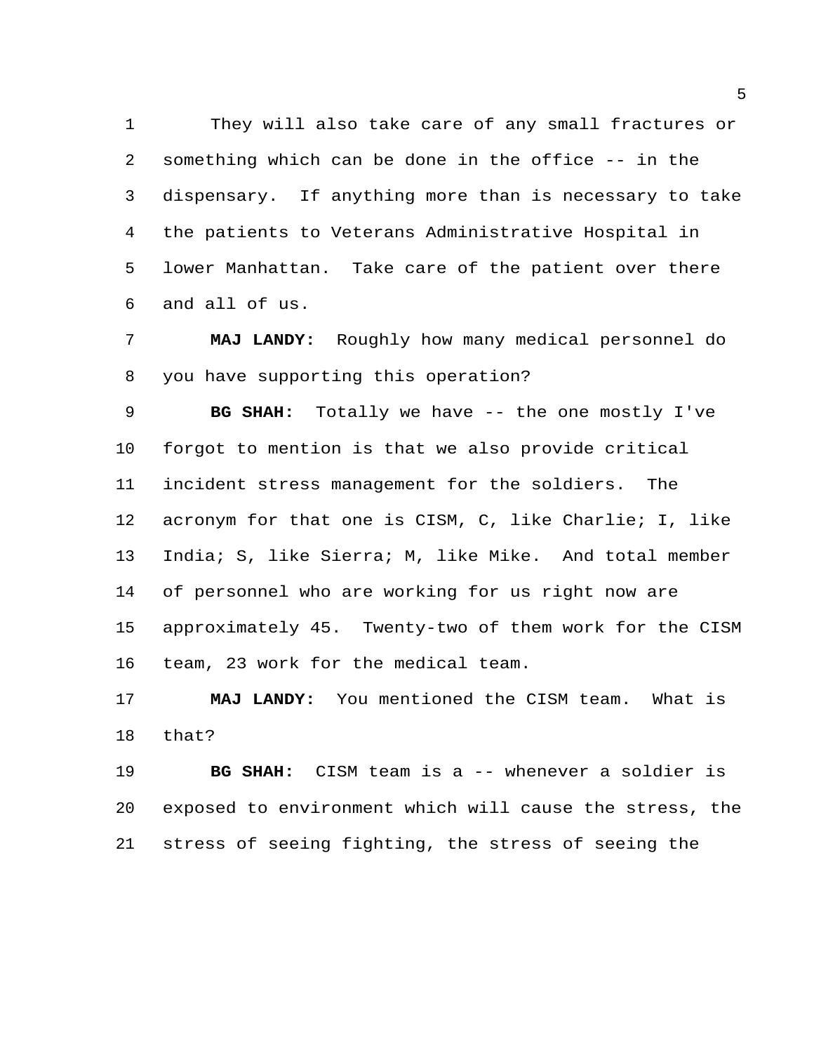They will also take care of any small fractures or something which can be done in the office -- in the dispensary. If anything more than is necessary to take the patients to Veterans Administrative Hospital in lower Manhattan. Take care of the patient over there and all of us.

**MAJ LANDY:** Roughly how many medical personnel do you have supporting this operation?

**BG SHAH:** Totally we have -- the one mostly I've forgot to mention is that we also provide critical incident stress management for the soldiers. The acronym for that one is CISM, C, like Charlie; I, like India; S, like Sierra; M, like Mike. And total member of personnel who are working for us right now are approximately 45. Twenty-two of them work for the CISM team, 23 work for the medical team.

**MAJ LANDY:** You mentioned the CISM team. What is that?

**BG SHAH:** CISM team is a -- whenever a soldier is exposed to environment which will cause the stress, the stress of seeing fighting, the stress of seeing the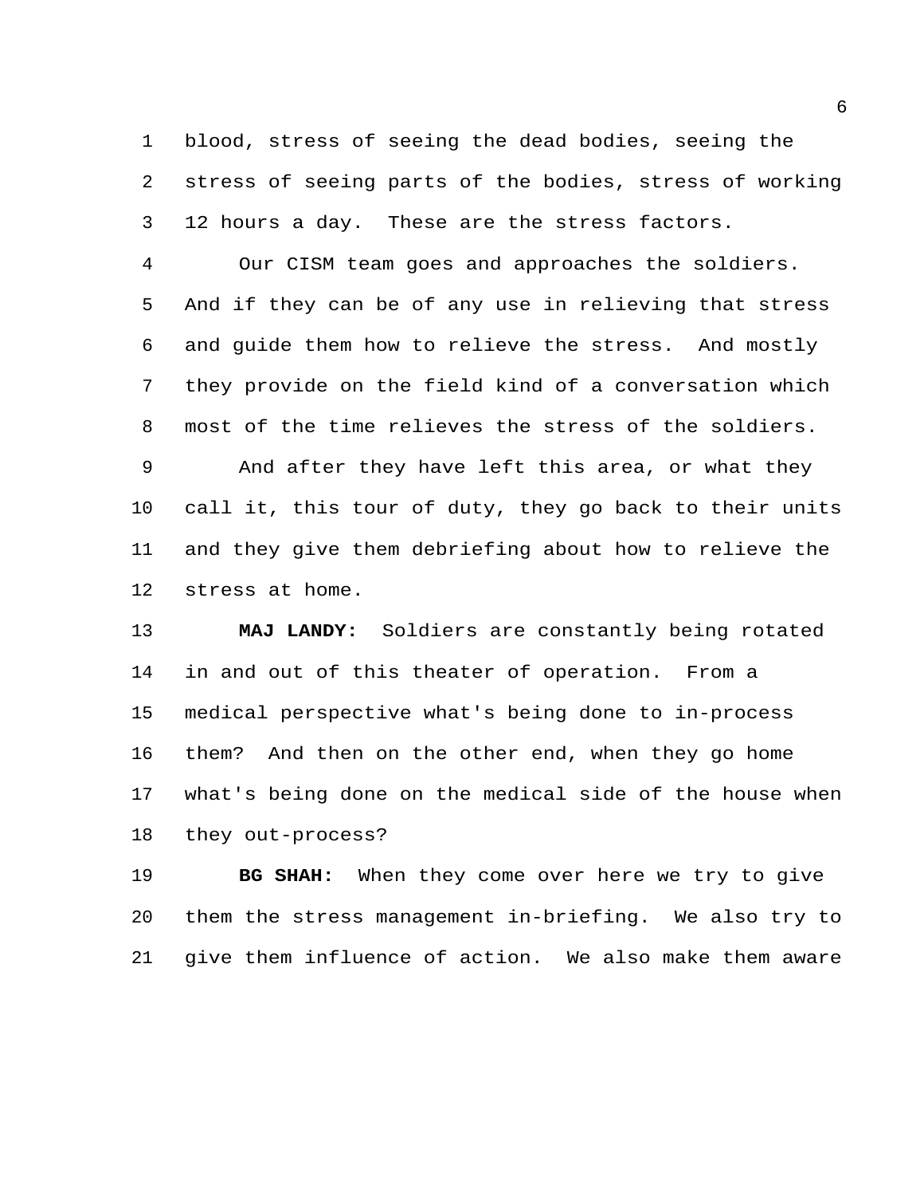blood, stress of seeing the dead bodies, seeing the stress of seeing parts of the bodies, stress of working 12 hours a day. These are the stress factors.

Our CISM team goes and approaches the soldiers. And if they can be of any use in relieving that stress and guide them how to relieve the stress. And mostly they provide on the field kind of a conversation which most of the time relieves the stress of the soldiers.

And after they have left this area, or what they call it, this tour of duty, they go back to their units and they give them debriefing about how to relieve the stress at home.

**MAJ LANDY:** Soldiers are constantly being rotated in and out of this theater of operation. From a medical perspective what's being done to in-process them? And then on the other end, when they go home what's being done on the medical side of the house when they out-process?

**BG SHAH:** When they come over here we try to give them the stress management in-briefing. We also try to give them influence of action. We also make them aware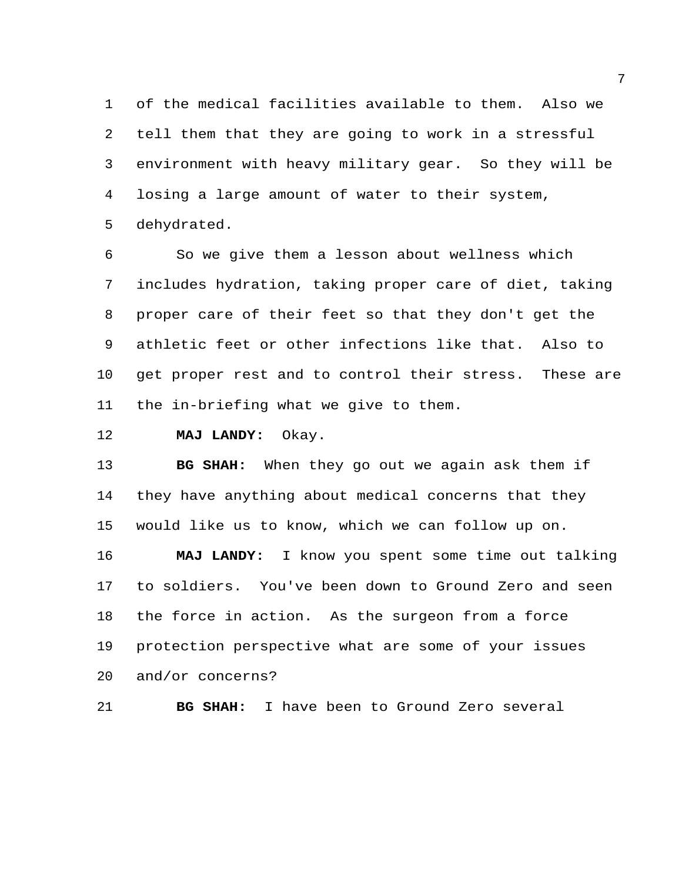of the medical facilities available to them. Also we tell them that they are going to work in a stressful environment with heavy military gear. So they will be losing a large amount of water to their system, dehydrated.

So we give them a lesson about wellness which includes hydration, taking proper care of diet, taking proper care of their feet so that they don't get the athletic feet or other infections like that. Also to get proper rest and to control their stress. These are the in-briefing what we give to them.

**MAJ LANDY:** Okay.

**BG SHAH:** When they go out we again ask them if they have anything about medical concerns that they would like us to know, which we can follow up on.

**MAJ LANDY:** I know you spent some time out talking to soldiers. You've been down to Ground Zero and seen the force in action. As the surgeon from a force protection perspective what are some of your issues and/or concerns?

**BG SHAH:** I have been to Ground Zero several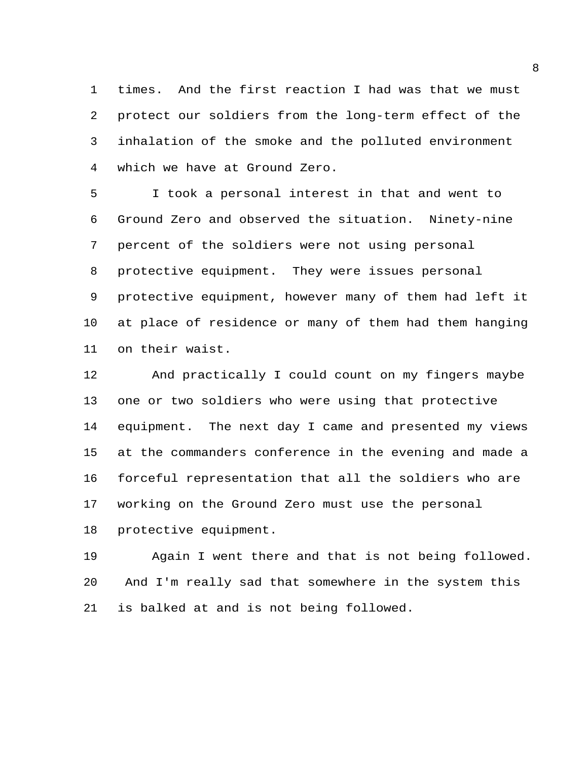times. And the first reaction I had was that we must protect our soldiers from the long-term effect of the inhalation of the smoke and the polluted environment which we have at Ground Zero.

I took a personal interest in that and went to Ground Zero and observed the situation. Ninety-nine percent of the soldiers were not using personal protective equipment. They were issues personal protective equipment, however many of them had left it at place of residence or many of them had them hanging on their waist.

And practically I could count on my fingers maybe one or two soldiers who were using that protective equipment. The next day I came and presented my views at the commanders conference in the evening and made a forceful representation that all the soldiers who are working on the Ground Zero must use the personal protective equipment.

Again I went there and that is not being followed. And I'm really sad that somewhere in the system this is balked at and is not being followed.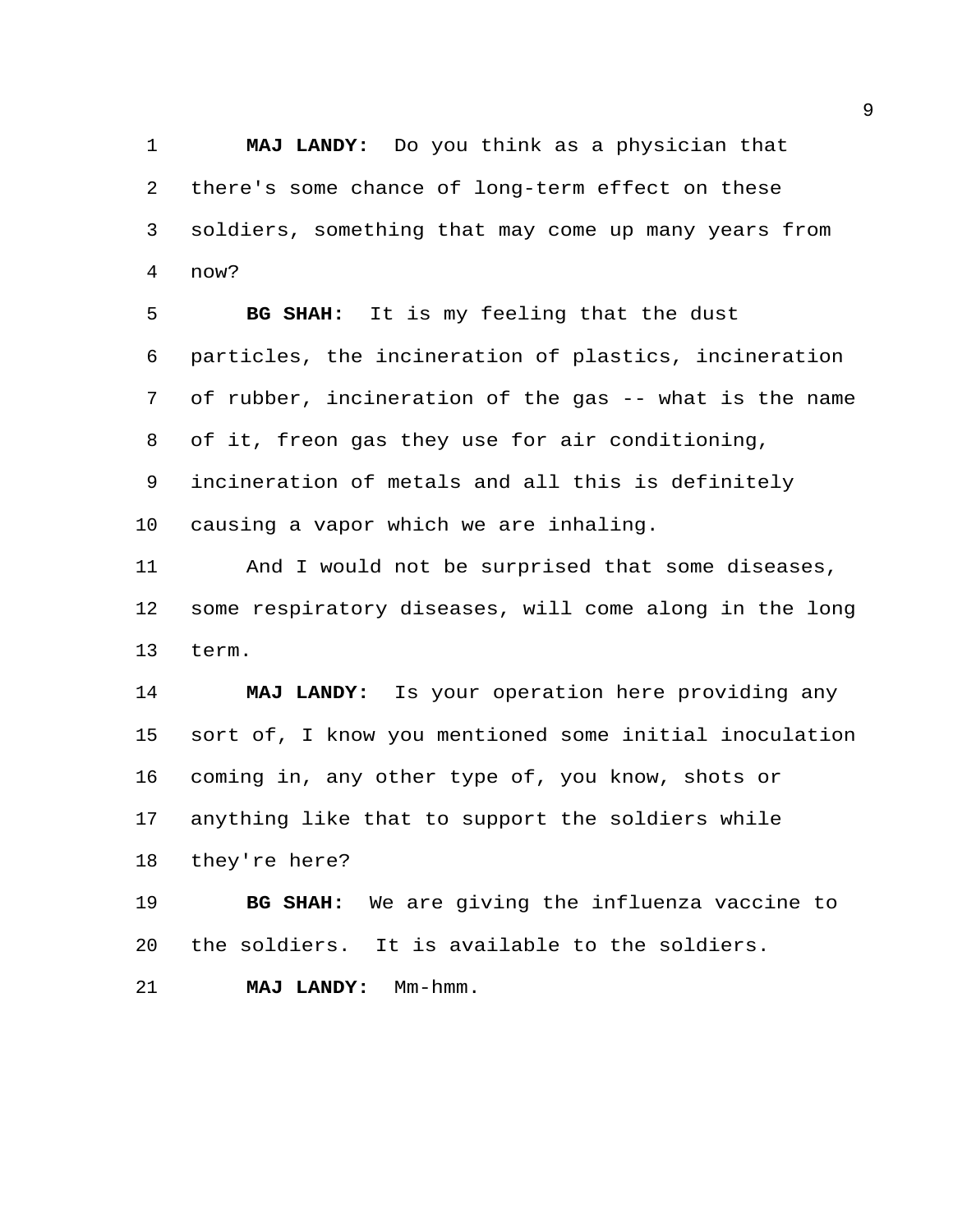**MAJ LANDY:** Do you think as a physician that there's some chance of long-term effect on these soldiers, something that may come up many years from now?

**BG SHAH:** It is my feeling that the dust particles, the incineration of plastics, incineration of rubber, incineration of the gas -- what is the name of it, freon gas they use for air conditioning, incineration of metals and all this is definitely causing a vapor which we are inhaling.

And I would not be surprised that some diseases, some respiratory diseases, will come along in the long term.

**MAJ LANDY:** Is your operation here providing any sort of, I know you mentioned some initial inoculation coming in, any other type of, you know, shots or anything like that to support the soldiers while they're here?

**BG SHAH:** We are giving the influenza vaccine to the soldiers. It is available to the soldiers.

**MAJ LANDY:** Mm-hmm.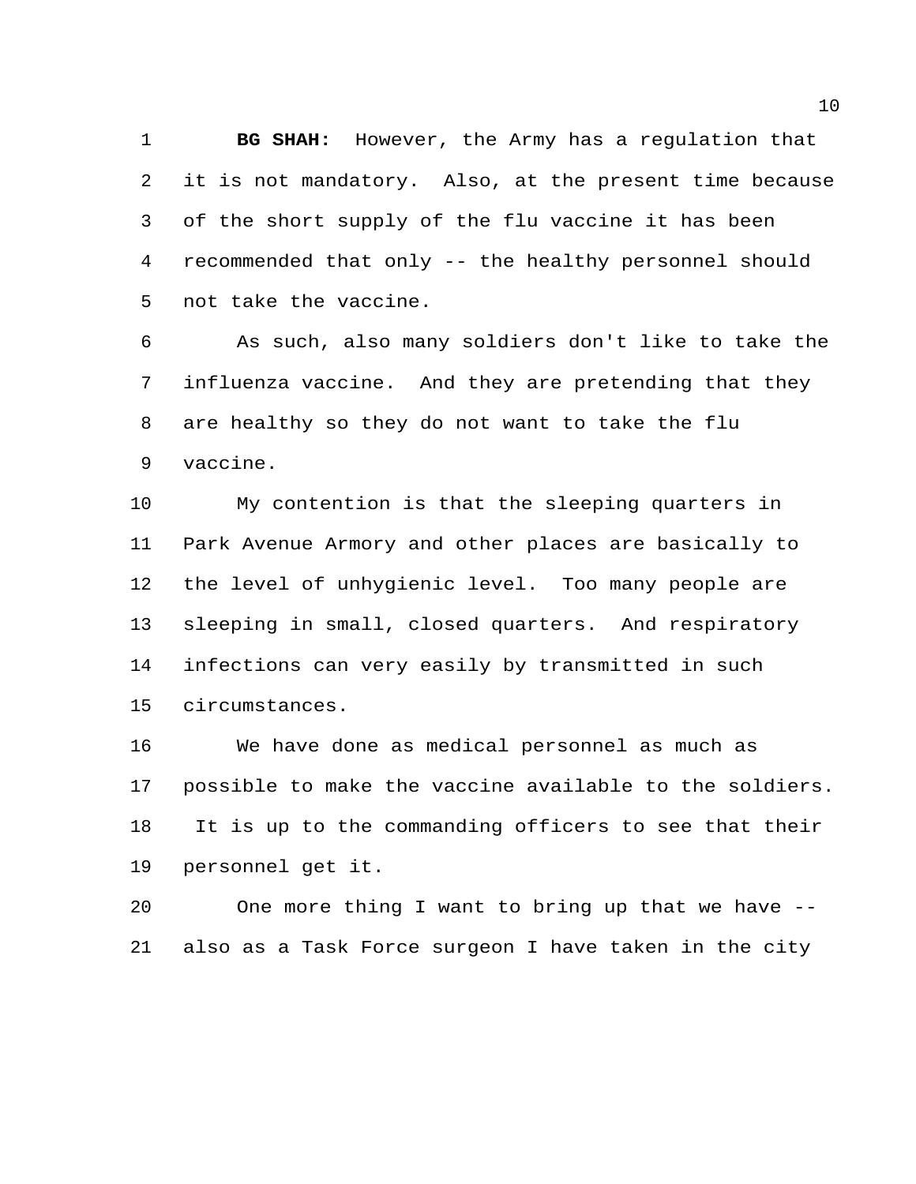**BG SHAH:** However, the Army has a regulation that it is not mandatory. Also, at the present time because of the short supply of the flu vaccine it has been recommended that only -- the healthy personnel should not take the vaccine.

As such, also many soldiers don't like to take the influenza vaccine. And they are pretending that they are healthy so they do not want to take the flu vaccine.

My contention is that the sleeping quarters in Park Avenue Armory and other places are basically to the level of unhygienic level. Too many people are sleeping in small, closed quarters. And respiratory infections can very easily by transmitted in such circumstances.

We have done as medical personnel as much as possible to make the vaccine available to the soldiers. It is up to the commanding officers to see that their personnel get it.

One more thing I want to bring up that we have -- also as a Task Force surgeon I have taken in the city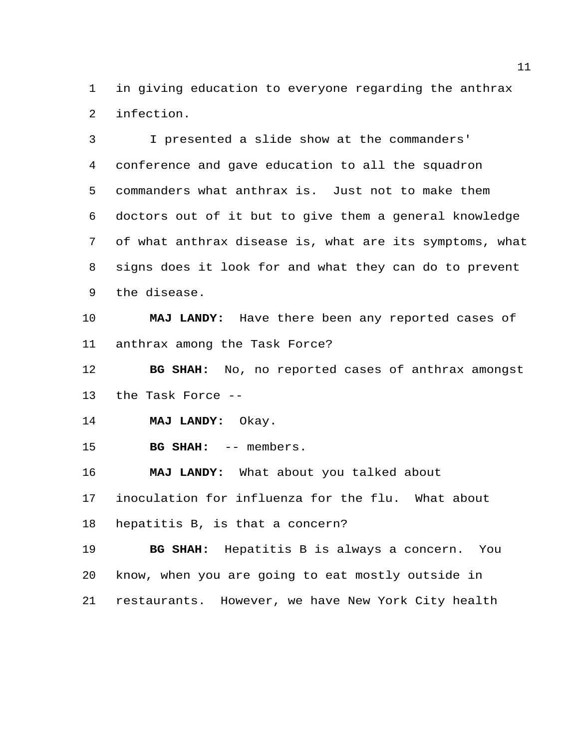in giving education to everyone regarding the anthrax infection.

I presented a slide show at the commanders' conference and gave education to all the squadron commanders what anthrax is. Just not to make them doctors out of it but to give them a general knowledge of what anthrax disease is, what are its symptoms, what signs does it look for and what they can do to prevent the disease.

**MAJ LANDY:** Have there been any reported cases of anthrax among the Task Force?

**BG SHAH:** No, no reported cases of anthrax amongst the Task Force --

**MAJ LANDY:** Okay.

**BG SHAH:** -- members.

**MAJ LANDY:** What about you talked about inoculation for influenza for the flu. What about hepatitis B, is that a concern?

**BG SHAH:** Hepatitis B is always a concern. You know, when you are going to eat mostly outside in restaurants. However, we have New York City health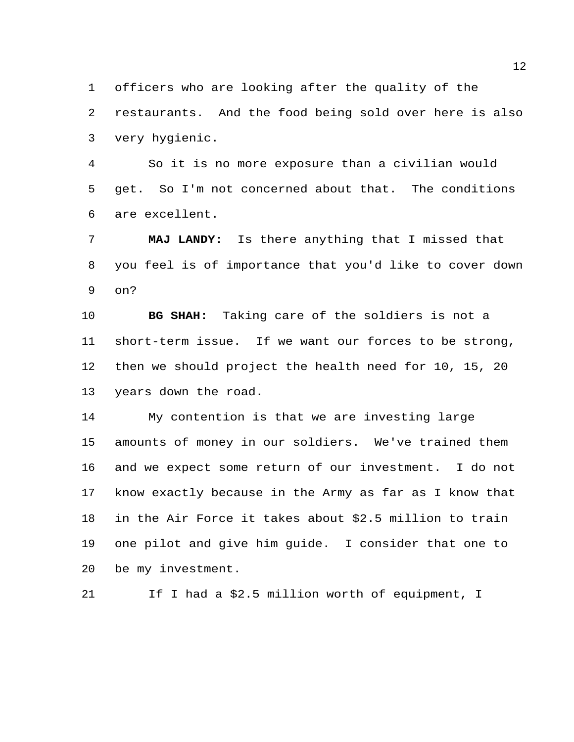officers who are looking after the quality of the restaurants. And the food being sold over here is also very hygienic.

So it is no more exposure than a civilian would get. So I'm not concerned about that. The conditions are excellent.

**MAJ LANDY:** Is there anything that I missed that you feel is of importance that you'd like to cover down on?

**BG SHAH:** Taking care of the soldiers is not a short-term issue. If we want our forces to be strong, then we should project the health need for 10, 15, 20 years down the road.

My contention is that we are investing large amounts of money in our soldiers. We've trained them and we expect some return of our investment. I do not know exactly because in the Army as far as I know that in the Air Force it takes about $2.5 million to train one pilot and give him guide. I consider that one to be my investment.

If I had a $2.5 million worth of equipment, I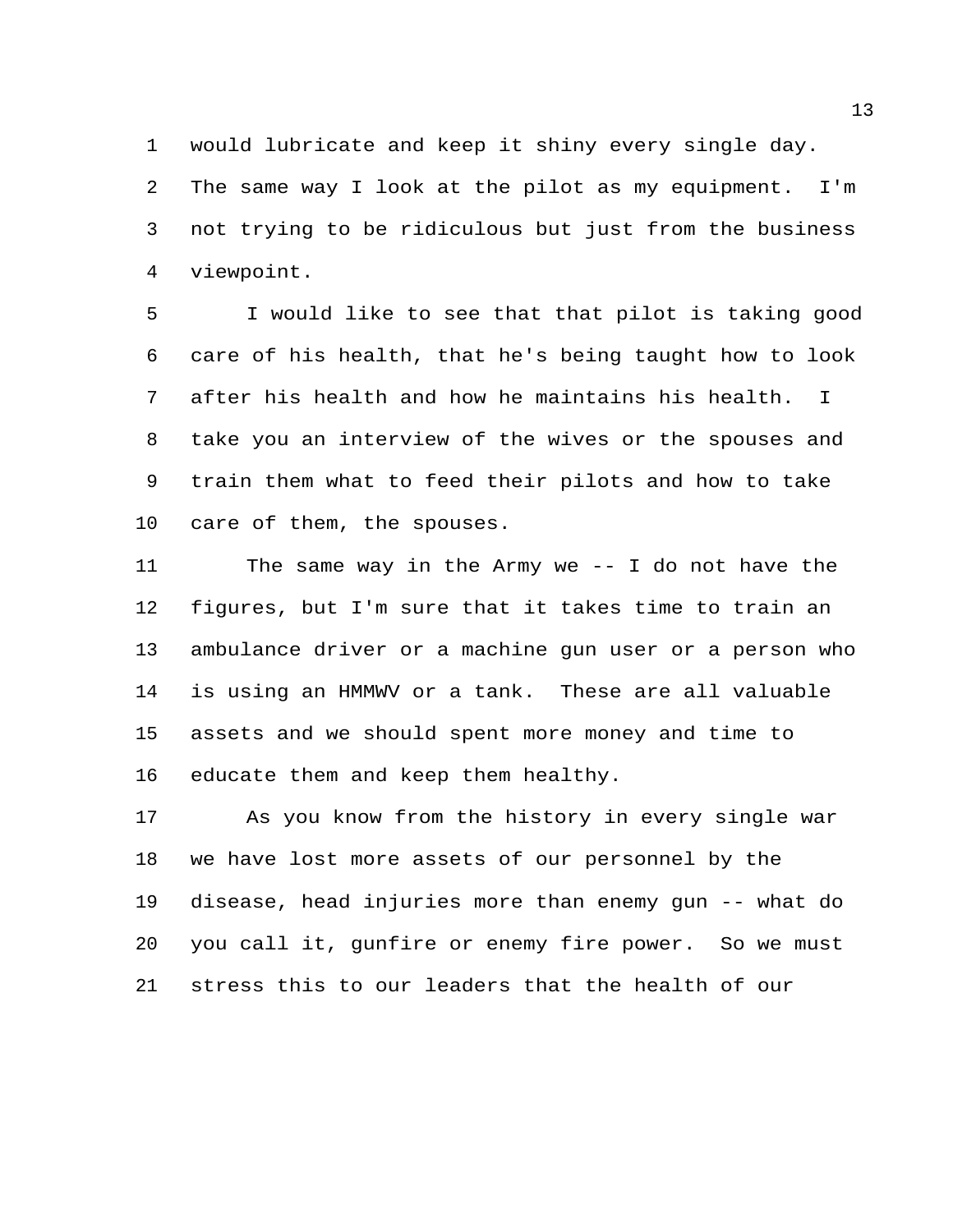would lubricate and keep it shiny every single day. The same way I look at the pilot as my equipment. I'm not trying to be ridiculous but just from the business viewpoint.

I would like to see that that pilot is taking good care of his health, that he's being taught how to look after his health and how he maintains his health. I take you an interview of the wives or the spouses and train them what to feed their pilots and how to take care of them, the spouses.

The same way in the Army we -- I do not have the figures, but I'm sure that it takes time to train an ambulance driver or a machine gun user or a person who is using an HMMWV or a tank. These are all valuable assets and we should spent more money and time to educate them and keep them healthy.

As you know from the history in every single war we have lost more assets of our personnel by the disease, head injuries more than enemy gun -- what do you call it, gunfire or enemy fire power. So we must stress this to our leaders that the health of our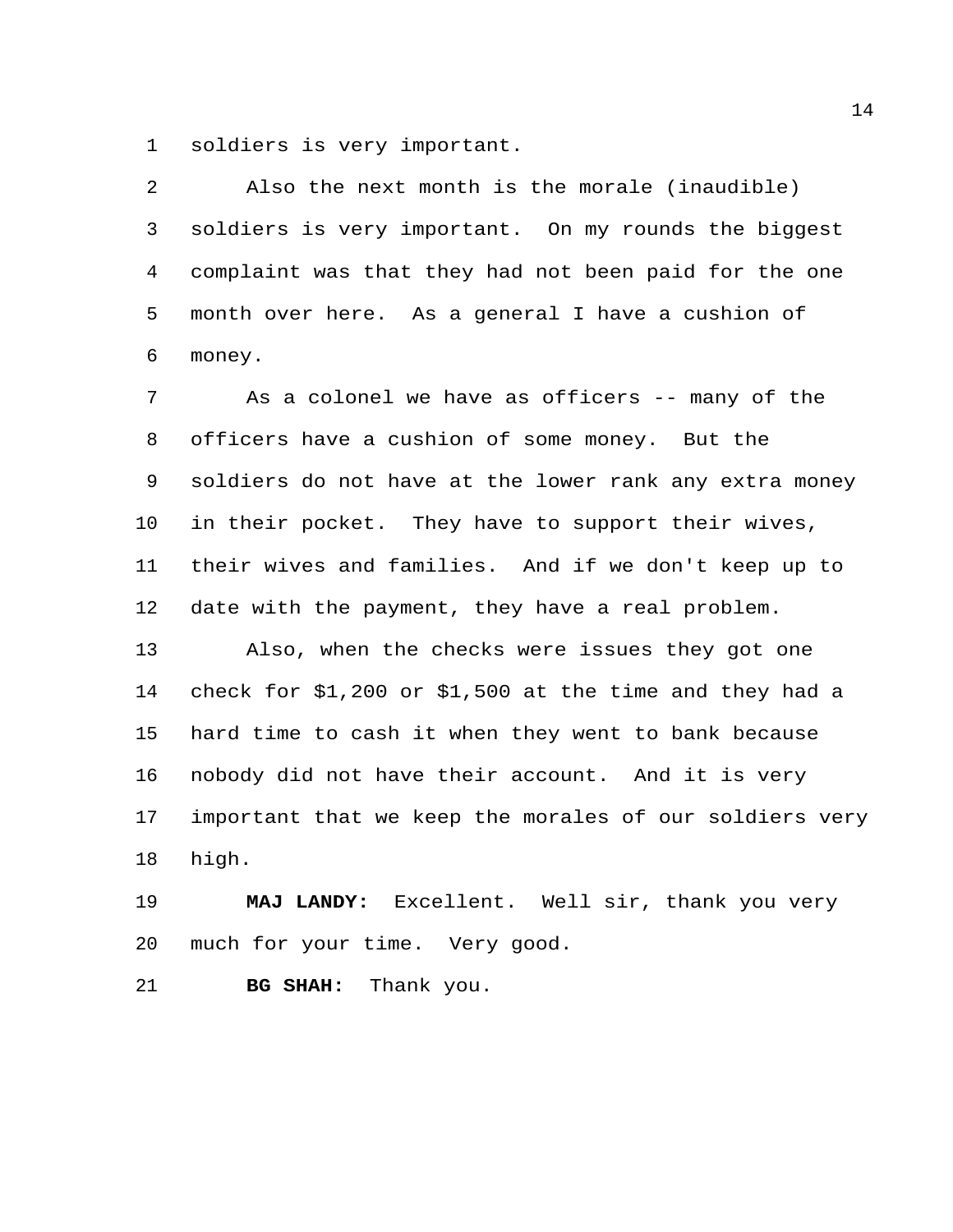soldiers is very important.

Also the next month is the morale (inaudible) soldiers is very important. On my rounds the biggest complaint was that they had not been paid for the one month over here. As a general I have a cushion of money.

As a colonel we have as officers -- many of the officers have a cushion of some money. But the soldiers do not have at the lower rank any extra money in their pocket. They have to support their wives, their wives and families. And if we don't keep up to date with the payment, they have a real problem.

Also, when the checks were issues they got one check for $1,200 or $1,500 at the time and they had a hard time to cash it when they went to bank because nobody did not have their account. And it is very important that we keep the morales of our soldiers very high.

**MAJ LANDY:** Excellent. Well sir, thank you very much for your time. Very good.

**BG SHAH:** Thank you.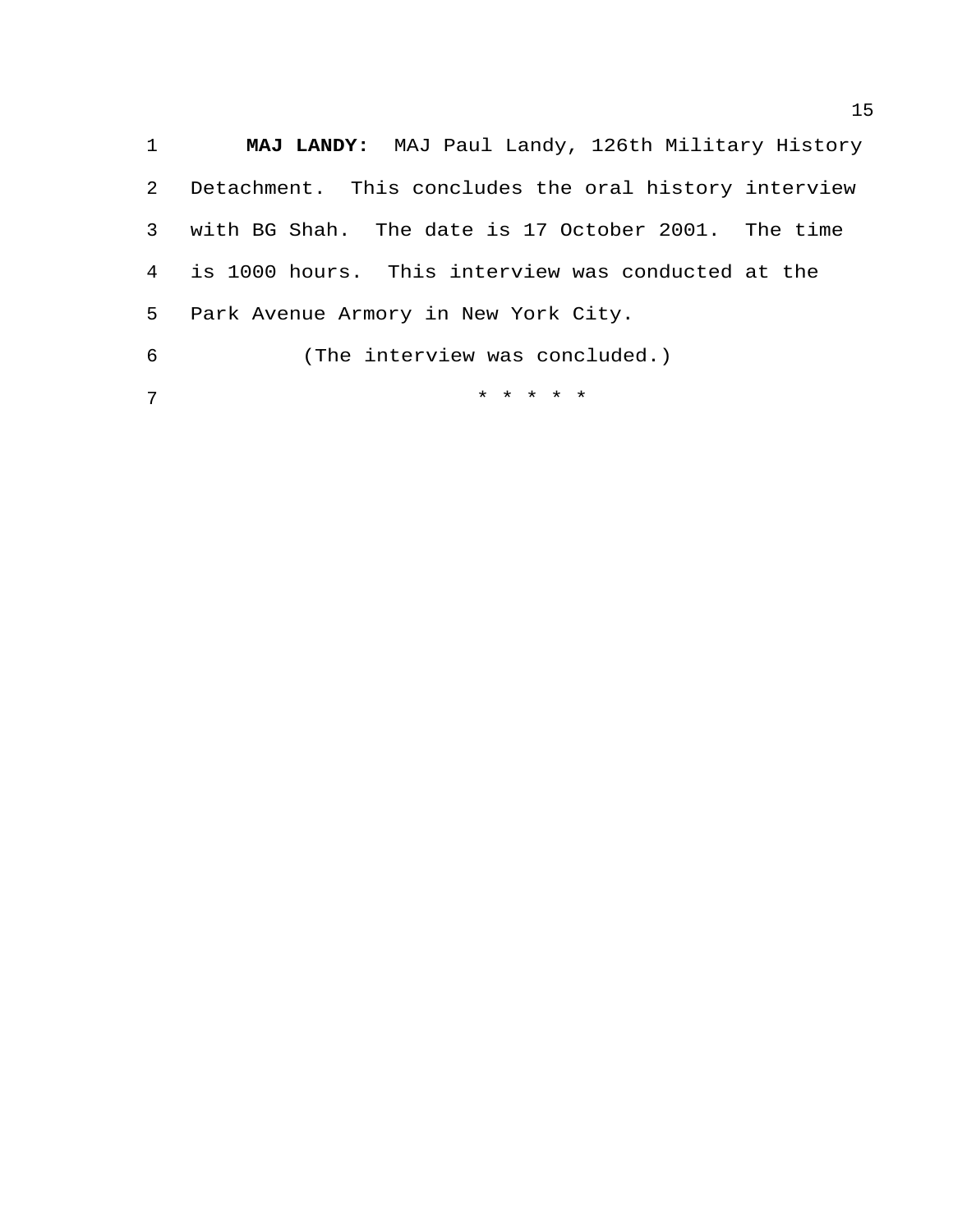**MAJ LANDY:** MAJ Paul Landy, 126th Military History Detachment. This concludes the oral history interview with BG Shah. The date is 17 October 2001. The time is 1000 hours. This interview was conducted at the Park Avenue Armory in New York City.

(The interview was concluded.)

* * * * *